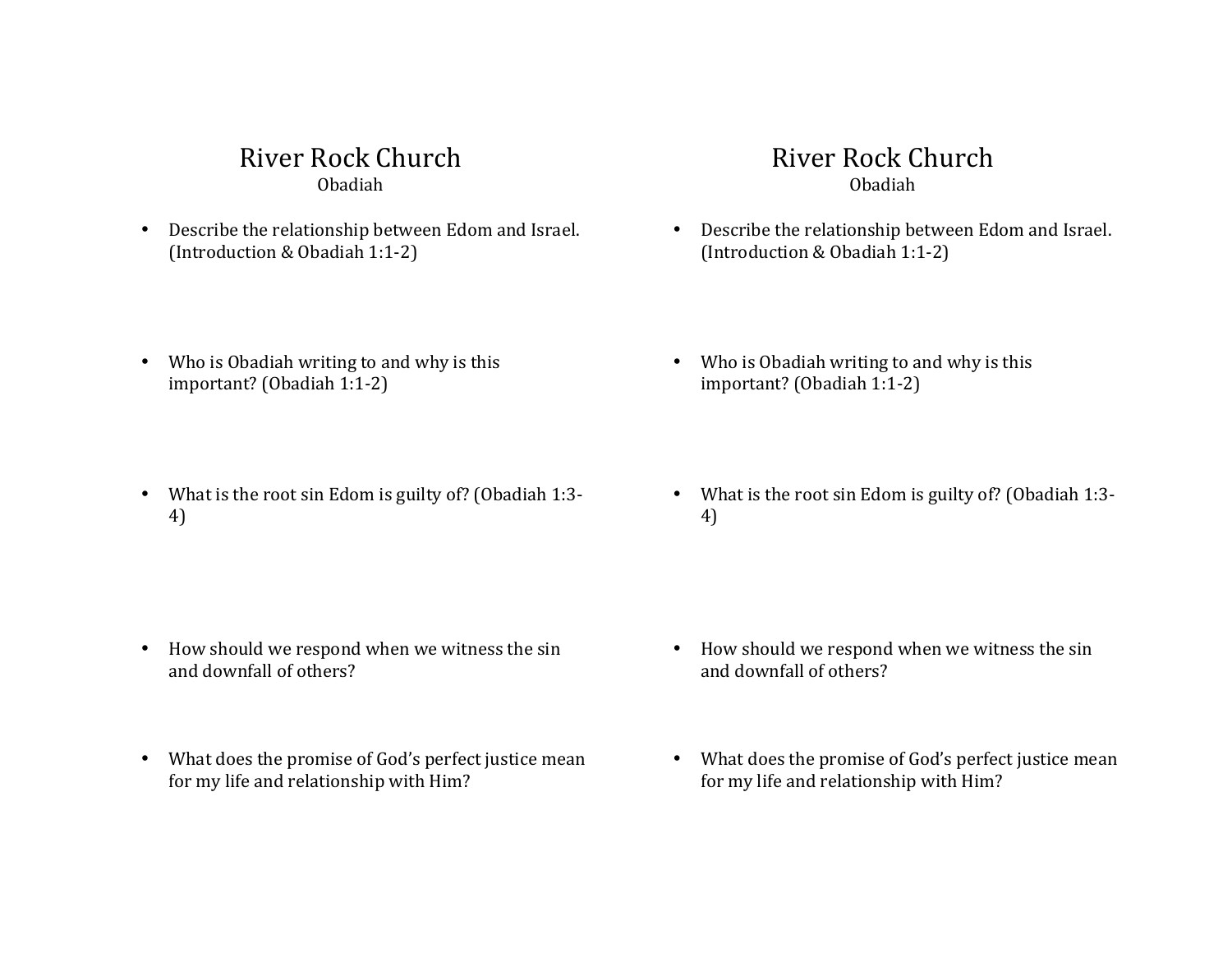# River Rock Church

Obadiah

- Describe the relationship between Edom and Israel. (Introduction & Obadiah 1:1-2)

- Who is Obadiah writing to and why is this important? (Obadiah 1:1-2)

- What is the root sin Edom is guilty of? (Obadiah 1:3-4)

- How should we respond when we witness the sin and downfall of others?

- What does the promise of God's perfect justice mean for my life and relationship with Him?

# River Rock Church

Obadiah

- Describe the relationship between Edom and Israel. (Introduction & Obadiah 1:1-2)

- Who is Obadiah writing to and why is this important? (Obadiah 1:1-2)

- What is the root sin Edom is guilty of? (Obadiah 1:3-4)

- How should we respond when we witness the sin and downfall of others?

- What does the promise of God's perfect justice mean for my life and relationship with Him?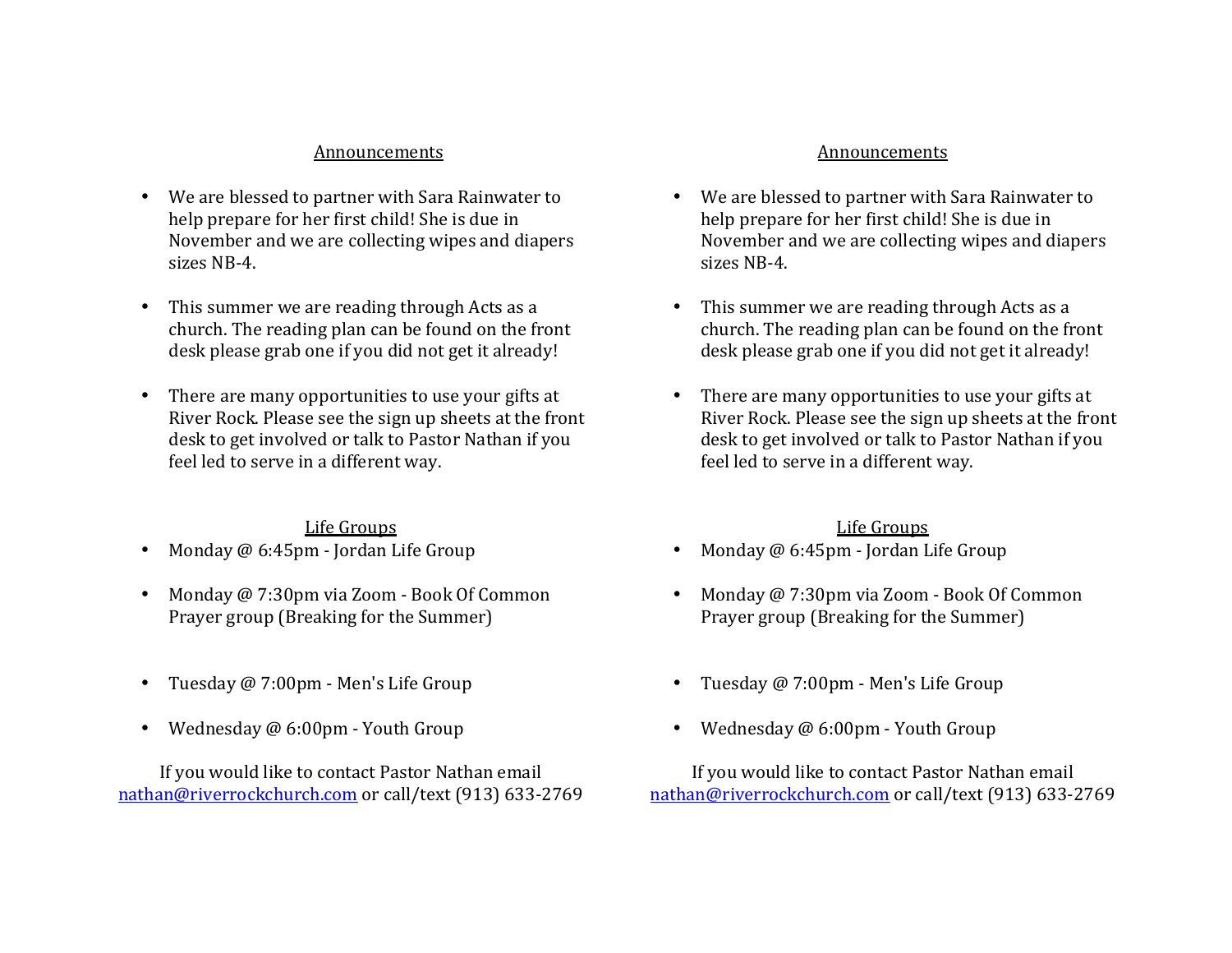## Announcements

- We are blessed to partner with Sara Rainwater to help prepare for her first child! She is due in November and we are collecting wipes and diapers sizes NB-4.
- This summer we are reading through Acts as a church. The reading plan can be found on the front desk please grab one if you did not get it already!
- There are many opportunities to use your gifts at River Rock. Please see the sign up sheets at the front desk to get involved or talk to Pastor Nathan if you feel led to serve in a different way.

## Life Groups

- Monday @ 6:45pm - Jordan Life Group
- Monday @ 7:30pm via Zoom - Book Of Common Prayer group (Breaking for the Summer)
- Tuesday @ 7:00pm - Men's Life Group
- Wednesday @ 6:00pm - Youth Group

If you would like to contact Pastor Nathan email nathan@riverrockchurch.com or call/text (913) 633-2769

## Announcements

- We are blessed to partner with Sara Rainwater to help prepare for her first child! She is due in November and we are collecting wipes and diapers sizes NB-4.
- This summer we are reading through Acts as a church. The reading plan can be found on the front desk please grab one if you did not get it already!
- There are many opportunities to use your gifts at River Rock. Please see the sign up sheets at the front desk to get involved or talk to Pastor Nathan if you feel led to serve in a different way.

## Life Groups

- Monday @ 6:45pm - Jordan Life Group
- Monday @ 7:30pm via Zoom - Book Of Common Prayer group (Breaking for the Summer)
- Tuesday @ 7:00pm - Men's Life Group
- Wednesday @ 6:00pm - Youth Group

If you would like to contact Pastor Nathan email nathan@riverrockchurch.com or call/text (913) 633-2769